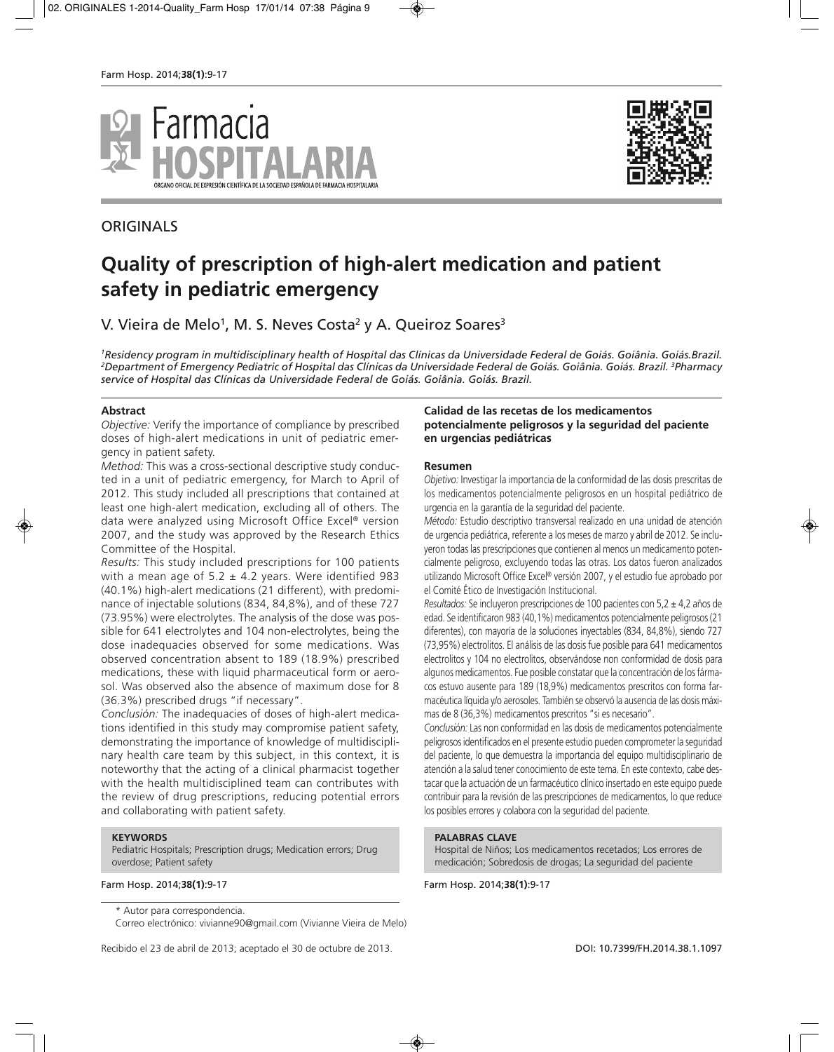ORIGINALS

# Quality of prescription of high-alert medication and patient safety in pediatric emergency

V. Vieira de Melo[1], M. S. Neves Costa[2] y A. Queiroz Soares[3]

*[1]Residency program in multidisciplinary health of Hospital das Clínicas da Universidade Federal de Goiás. Goiânia. Goiás.Brazil. [2]Department of Emergency Pediatric of Hospital das Clínicas da Universidade Federal de Goiás. Goiânia. Goiás. Brazil. [3]Pharmacy service of Hospital das Clínicas da Universidade Federal de Goiás. Goiânia. Goiás. Brazil.*

## Abstract

*Objective:* Verify the importance of compliance by prescribed doses of high-alert medications in unit of pediatric emergency in patient safety.

*Method:* This was a cross-sectional descriptive study conducted in a unit of pediatric emergency, for March to April of 2012. This study included all prescriptions that contained at least one high-alert medication, excluding all of others. The data were analyzed using Microsoft Office Excel® version 2007, and the study was approved by the Research Ethics Committee of the Hospital.

*Results:* This study included prescriptions for 100 patients with a mean age of 5.2 ± 4.2 years. Were identified 983 (40.1%) high-alert medications (21 different), with predominance of injectable solutions (834, 84,8%), and of these 727 (73.95%) were electrolytes. The analysis of the dose was possible for 641 electrolytes and 104 non-electrolytes, being the dose inadequacies observed for some medications. Was observed concentration absent to 189 (18.9%) prescribed medications, these with liquid pharmaceutical form or aerosol. Was observed also the absence of maximum dose for 8 (36.3%) prescribed drugs "if necessary".

*Conclusión:* The inadequacies of doses of high-alert medications identified in this study may compromise patient safety, demonstrating the importance of knowledge of multidisciplinary health care team by this subject, in this context, it is noteworthy that the acting of a clinical pharmacist together with the health multidisciplined team can contributes with the review of drug prescriptions, reducing potential errors and collaborating with patient safety.

**KEYWORDS**

Pediatric Hospitals; Prescription drugs; Medication errors; Drug overdose; Patient safety

## Calidad de las recetas de los medicamentos potencialmente peligrosos y la seguridad del paciente en urgencias pediátricas

### Resumen

*Objetivo:* Investigar la importancia de la conformidad de las dosis prescritas de los medicamentos potencialmente peligrosos en un hospital pediátrico de urgencia en la garantía de la seguridad del paciente.

*Método:* Estudio descriptivo transversal realizado en una unidad de atención de urgencia pediátrica, referente a los meses de marzo y abril de 2012. Se incluyeron todas las prescripciones que contienen al menos un medicamento potencialmente peligroso, excluyendo todas las otras. Los datos fueron analizados utilizando Microsoft Office Excel® versión 2007, y el estudio fue aprobado por el Comité Ético de Investigación Institucional.

*Resultados:* Se incluyeron prescripciones de 100 pacientes con 5,2 ± 4,2 años de edad. Se identificaron 983 (40,1%) medicamentos potencialmente peligrosos (21 diferentes), con mayoría de la soluciones inyectables (834, 84,8%), siendo 727 (73,95%) electrolitos. El análisis de las dosis fue posible para 641 medicamentos electrolitos y 104 no electrolitos, observándose non conformidad de dosis para algunos medicamentos. Fue posible constatar que la concentración de los fármacos estuvo ausente para 189 (18,9%) medicamentos prescritos con forma farmacéutica líquida y/o aerosoles. También se observó la ausencia de las dosis máximas de 8 (36,3%) medicamentos prescritos "si es necesario".

*Conclusión:* Las non conformidad en las dosis de medicamentos potencialmente peligrosos identificados en el presente estudio pueden comprometer la seguridad del paciente, lo que demuestra la importancia del equipo multidisciplinario de atención a la salud tener conocimiento de este tema. En este contexto, cabe destacar que la actuación de un farmacéutico clínico insertado en este equipo puede contribuir para la revisión de las prescripciones de medicamentos, lo que reduce los posibles errores y colabora con la seguridad del paciente.

**PALABRAS CLAVE**

Hospital de Niños; Los medicamentos recetados; Los errores de medicación; Sobredosis de drogas; La seguridad del paciente

\* Autor para correspondencia.
Correo electrónico: vivianne90@gmail.com (Vivianne Vieira de Melo)

Recibido el 23 de abril de 2013; aceptado el 30 de octubre de 2013.

DOI: 10.7399/FH.2014.38.1.1097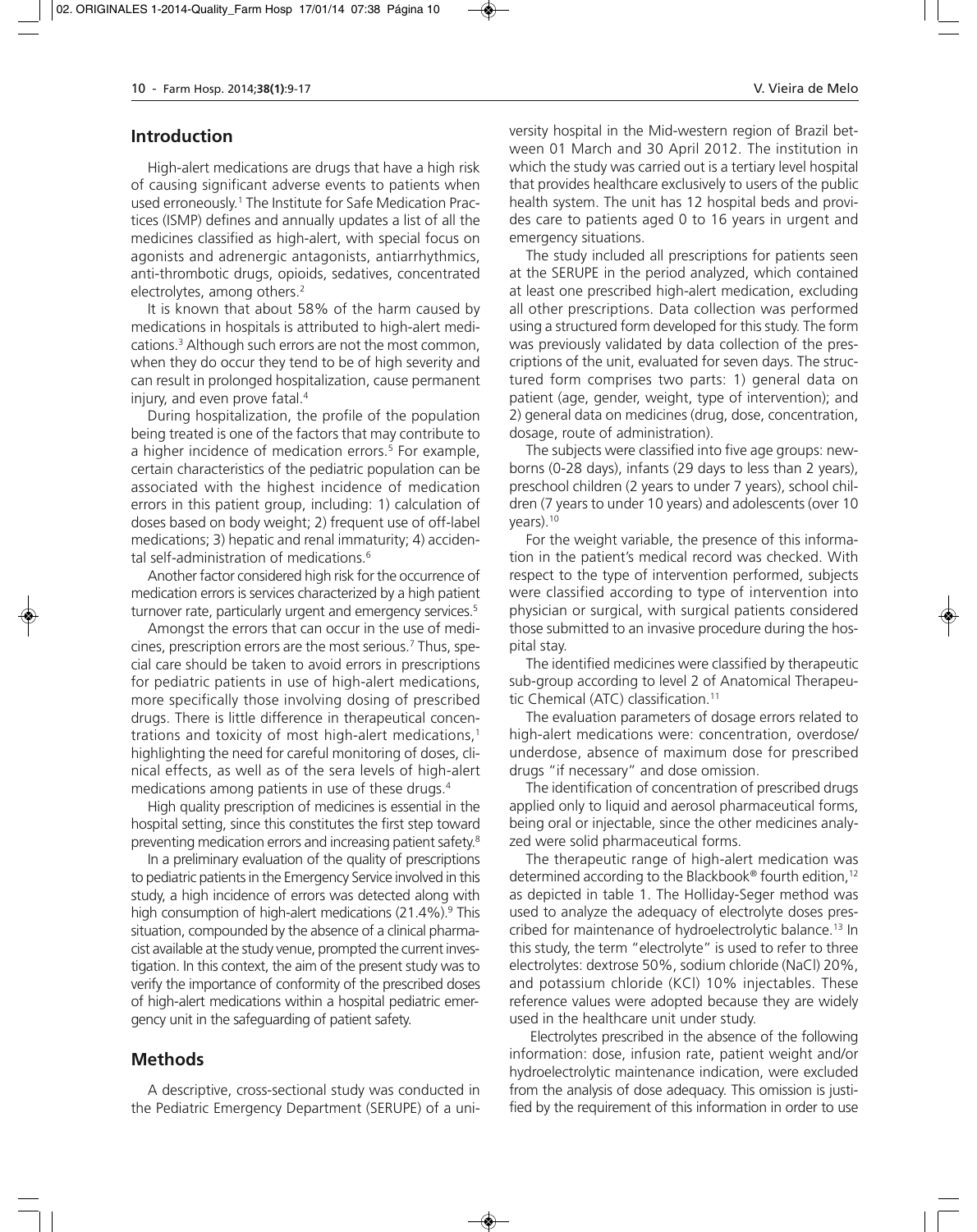## Introduction

High-alert medications are drugs that have a high risk of causing significant adverse events to patients when used erroneously.[1] The Institute for Safe Medication Practices (ISMP) defines and annually updates a list of all the medicines classified as high-alert, with special focus on agonists and adrenergic antagonists, antiarrhythmics, anti-thrombotic drugs, opioids, sedatives, concentrated electrolytes, among others.[2]

It is known that about 58% of the harm caused by medications in hospitals is attributed to high-alert medications.[3] Although such errors are not the most common, when they do occur they tend to be of high severity and can result in prolonged hospitalization, cause permanent injury, and even prove fatal.[4]

During hospitalization, the profile of the population being treated is one of the factors that may contribute to a higher incidence of medication errors.[5] For example, certain characteristics of the pediatric population can be associated with the highest incidence of medication errors in this patient group, including: 1) calculation of doses based on body weight; 2) frequent use of off-label medications; 3) hepatic and renal immaturity; 4) accidental self-administration of medications.[6]

Another factor considered high risk for the occurrence of medication errors is services characterized by a high patient turnover rate, particularly urgent and emergency services.[5]

Amongst the errors that can occur in the use of medicines, prescription errors are the most serious.[7] Thus, special care should be taken to avoid errors in prescriptions for pediatric patients in use of high-alert medications, more specifically those involving dosing of prescribed drugs. There is little difference in therapeutical concentrations and toxicity of most high-alert medications,[1] highlighting the need for careful monitoring of doses, clinical effects, as well as of the sera levels of high-alert medications among patients in use of these drugs.[4]

High quality prescription of medicines is essential in the hospital setting, since this constitutes the first step toward preventing medication errors and increasing patient safety.[8]

In a preliminary evaluation of the quality of prescriptions to pediatric patients in the Emergency Service involved in this study, a high incidence of errors was detected along with high consumption of high-alert medications (21.4%).[9] This situation, compounded by the absence of a clinical pharmacist available at the study venue, prompted the current investigation. In this context, the aim of the present study was to verify the importance of conformity of the prescribed doses of high-alert medications within a hospital pediatric emergency unit in the safeguarding of patient safety.

## Methods

A descriptive, cross-sectional study was conducted in the Pediatric Emergency Department (SERUPE) of a university hospital in the Mid-western region of Brazil between 01 March and 30 April 2012. The institution in which the study was carried out is a tertiary level hospital that provides healthcare exclusively to users of the public health system. The unit has 12 hospital beds and provides care to patients aged 0 to 16 years in urgent and emergency situations.

The study included all prescriptions for patients seen at the SERUPE in the period analyzed, which contained at least one prescribed high-alert medication, excluding all other prescriptions. Data collection was performed using a structured form developed for this study. The form was previously validated by data collection of the prescriptions of the unit, evaluated for seven days. The structured form comprises two parts: 1) general data on patient (age, gender, weight, type of intervention); and 2) general data on medicines (drug, dose, concentration, dosage, route of administration).

The subjects were classified into five age groups: newborns (0-28 days), infants (29 days to less than 2 years), preschool children (2 years to under 7 years), school children (7 years to under 10 years) and adolescents (over 10 years).[10]

For the weight variable, the presence of this information in the patient's medical record was checked. With respect to the type of intervention performed, subjects were classified according to type of intervention into physician or surgical, with surgical patients considered those submitted to an invasive procedure during the hospital stay.

The identified medicines were classified by therapeutic sub-group according to level 2 of Anatomical Therapeutic Chemical (ATC) classification.[11]

The evaluation parameters of dosage errors related to high-alert medications were: concentration, overdose/underdose, absence of maximum dose for prescribed drugs "if necessary" and dose omission.

The identification of concentration of prescribed drugs applied only to liquid and aerosol pharmaceutical forms, being oral or injectable, since the other medicines analyzed were solid pharmaceutical forms.

The therapeutic range of high-alert medication was determined according to the Blackbook® fourth edition,[12] as depicted in table 1. The Holliday-Seger method was used to analyze the adequacy of electrolyte doses prescribed for maintenance of hydroelectrolytic balance.[13] In this study, the term "electrolyte" is used to refer to three electrolytes: dextrose 50%, sodium chloride (NaCl) 20%, and potassium chloride (KCl) 10% injectables. These reference values were adopted because they are widely used in the healthcare unit under study.

Electrolytes prescribed in the absence of the following information: dose, infusion rate, patient weight and/or hydroelectrolytic maintenance indication, were excluded from the analysis of dose adequacy. This omission is justified by the requirement of this information in order to use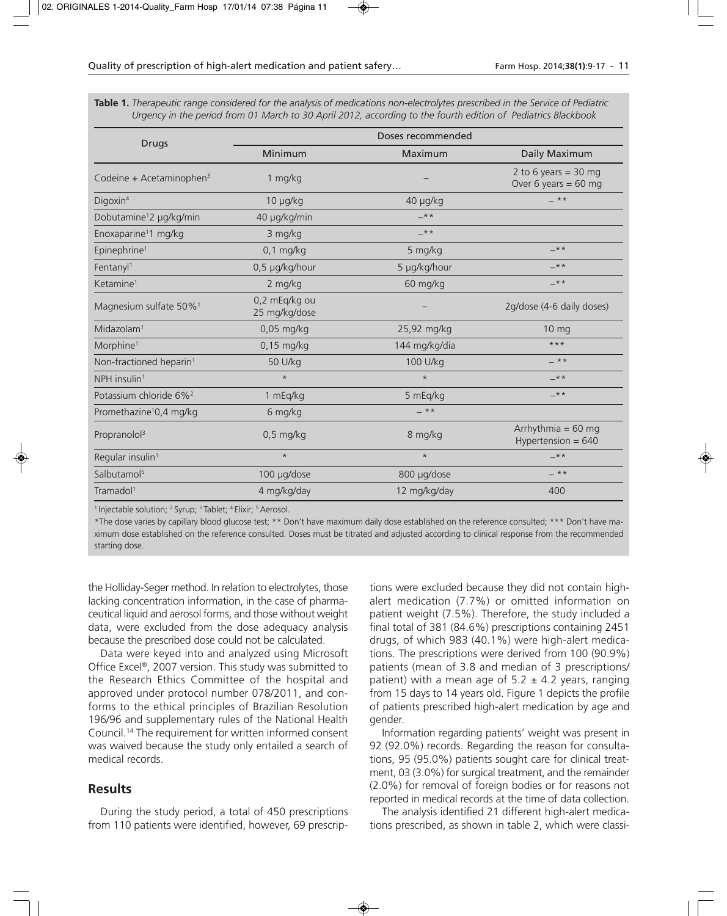**Table 1.** *Therapeutic range considered for the analysis of medications non-electrolytes prescribed in the Service of Pediatric Urgency in the period from 01 March to 30 April 2012, according to the fourth edition of Pediatrics Blackbook*

| Drugs | Doses recommended | | |
|---|---|---|---|
| | Minimum | Maximum | Daily Maximum |
| Codeine + Acetaminophen[3] | 1 mg/kg | – | 2 to 6 years = 30 mg<br>Over 6 years = 60 mg |
| Digoxin[4] | 10 µg/kg | 40 µg/kg | – ** |
| Dobutamine[1]2 µg/kg/min | 40 µg/kg/min | –** | |
| Enoxaparine[1]1 mg/kg | 3 mg/kg | –** | |
| Epinephrine[1] | 0,1 mg/kg | 5 mg/kg | –** |
| Fentanyl[1] | 0,5 µg/kg/hour | 5 µg/kg/hour | –** |
| Ketamine[1] | 2 mg/kg | 60 mg/kg | –** |
| Magnesium sulfate 50%[1] | 0,2 mEq/kg ou<br>25 mg/kg/dose | – | 2g/dose (4-6 daily doses) |
| Midazolam[1] | 0,05 mg/kg | 25,92 mg/kg | 10 mg |
| Morphine[1] | 0,15 mg/kg | 144 mg/kg/dia | *** |
| Non-fractioned heparin[1] | 50 U/kg | 100 U/kg | – ** |
| NPH insulin[1] | * | * | –** |
| Potassium chloride 6%[2] | 1 mEq/kg | 5 mEq/kg | –** |
| Promethazine[1]0,4 mg/kg | 6 mg/kg | – ** | |
| Propranolol[3] | 0,5 mg/kg | 8 mg/kg | Arrhythmia = 60 mg<br>Hypertension = 640 |
| Regular insulin[1] | * | * | –** |
| Salbutamol[5] | 100 µg/dose | 800 µg/dose | – ** |
| Tramadol[1] | 4 mg/kg/day | 12 mg/kg/day | 400 |

[1] Injectable solution; [2] Syrup; [3] Tablet; [4] Elixir; [5] Aerosol.

*The dose varies by capillary blood glucose test; ** Don't have maximum daily dose established on the reference consulted; *** Don't have maximum dose established on the reference consulted. Doses must be titrated and adjusted according to clinical response from the recommended starting dose.

the Holliday-Seger method. In relation to electrolytes, those lacking concentration information, in the case of pharmaceutical liquid and aerosol forms, and those without weight data, were excluded from the dose adequacy analysis because the prescribed dose could not be calculated.

Data were keyed into and analyzed using Microsoft Office Excel®, 2007 version. This study was submitted to the Research Ethics Committee of the hospital and approved under protocol number 078/2011, and conforms to the ethical principles of Brazilian Resolution 196/96 and supplementary rules of the National Health Council.[14] The requirement for written informed consent was waived because the study only entailed a search of medical records.

## Results

During the study period, a total of 450 prescriptions from 110 patients were identified, however, 69 prescriptions were excluded because they did not contain high-alert medication (7.7%) or omitted information on patient weight (7.5%). Therefore, the study included a final total of 381 (84.6%) prescriptions containing 2451 drugs, of which 983 (40.1%) were high-alert medications. The prescriptions were derived from 100 (90.9%) patients (mean of 3.8 and median of 3 prescriptions/patient) with a mean age of 5.2 ± 4.2 years, ranging from 15 days to 14 years old. Figure 1 depicts the profile of patients prescribed high-alert medication by age and gender.

Information regarding patients' weight was present in 92 (92.0%) records. Regarding the reason for consultations, 95 (95.0%) patients sought care for clinical treatment, 03 (3.0%) for surgical treatment, and the remainder (2.0%) for removal of foreign bodies or for reasons not reported in medical records at the time of data collection.

The analysis identified 21 different high-alert medications prescribed, as shown in table 2, which were classi-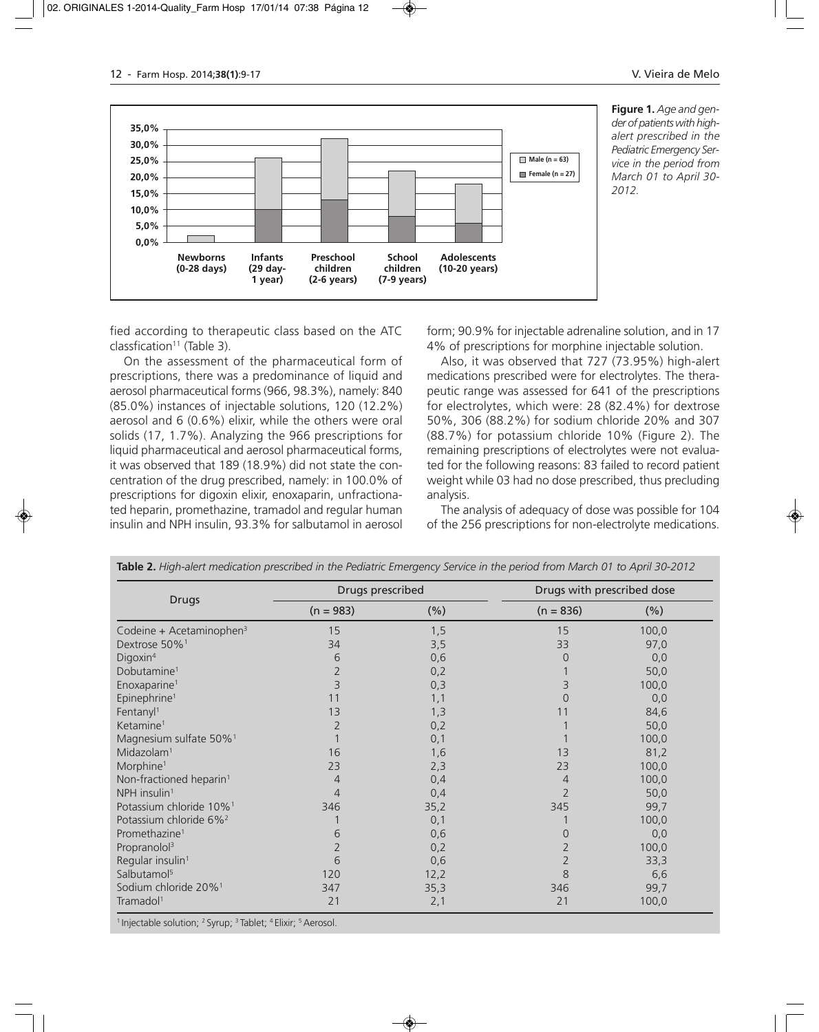**Figure 1.** *Age and gender of patients with high-alert prescribed in the Pediatric Emergency Service in the period from March 01 to April 30-2012.*

fied according to therapeutic class based on the ATC classfication[11] (Table 3).

On the assessment of the pharmaceutical form of prescriptions, there was a predominance of liquid and aerosol pharmaceutical forms (966, 98.3%), namely: 840 (85.0%) instances of injectable solutions, 120 (12.2%) aerosol and 6 (0.6%) elixir, while the others were oral solids (17, 1.7%). Analyzing the 966 prescriptions for liquid pharmaceutical and aerosol pharmaceutical forms, it was observed that 189 (18.9%) did not state the concentration of the drug prescribed, namely: in 100.0% of prescriptions for digoxin elixir, enoxaparin, unfractionated heparin, promethazine, tramadol and regular human insulin and NPH insulin, 93.3% for salbutamol in aerosol form; 90.9% for injectable adrenaline solution, and in 17 4% of prescriptions for morphine injectable solution.

Also, it was observed that 727 (73.95%) high-alert medications prescribed were for electrolytes. The therapeutic range was assessed for 641 of the prescriptions for electrolytes, which were: 28 (82.4%) for dextrose 50%, 306 (88.2%) for sodium chloride 20% and 307 (88.7%) for potassium chloride 10% (Figure 2). The remaining prescriptions of electrolytes were not evaluated for the following reasons: 83 failed to record patient weight while 03 had no dose prescribed, thus precluding analysis.

The analysis of adequacy of dose was possible for 104 of the 256 prescriptions for non-electrolyte medications.

**Table 2.** *High-alert medication prescribed in the Pediatric Emergency Service in the period from March 01 to April 30-2012*

| Drugs | Drugs prescribed | | Drugs with prescribed dose | |
|---|---|---|---|---|
| | (n = 983) | (%) | (n = 836) | (%) |
| Codeine + Acetaminophen[3] | 15 | 1,5 | 15 | 100,0 |
| Dextrose 50%[1] | 34 | 3,5 | 33 | 97,0 |
| Digoxin[4] | 6 | 0,6 | 0 | 0,0 |
| Dobutamine[1] | 2 | 0,2 | 1 | 50,0 |
| Enoxaparine[1] | 3 | 0,3 | 3 | 100,0 |
| Epinephrine[1] | 11 | 1,1 | 0 | 0,0 |
| Fentanyl[1] | 13 | 1,3 | 11 | 84,6 |
| Ketamine[1] | 2 | 0,2 | 1 | 50,0 |
| Magnesium sulfate 50%[1] | 1 | 0,1 | 1 | 100,0 |
| Midazolam[1] | 16 | 1,6 | 13 | 81,2 |
| Morphine[1] | 23 | 2,3 | 23 | 100,0 |
| Non-fractioned heparin[1] | 4 | 0,4 | 4 | 100,0 |
| NPH insulin[1] | 4 | 0,4 | 2 | 50,0 |
| Potassium chloride 10%[1] | 346 | 35,2 | 345 | 99,7 |
| Potassium chloride 6%[2] | 1 | 0,1 | 1 | 100,0 |
| Promethazine[1] | 6 | 0,6 | 0 | 0,0 |
| Propranolol[3] | 2 | 0,2 | 2 | 100,0 |
| Regular insulin[1] | 6 | 0,6 | 2 | 33,3 |
| Salbutamol[5] | 120 | 12,2 | 8 | 6,6 |
| Sodium chloride 20%[1] | 347 | 35,3 | 346 | 99,7 |
| Tramadol[1] | 21 | 2,1 | 21 | 100,0 |

[1] Injectable solution; [2] Syrup; [3] Tablet; [4] Elixir; [5] Aerosol.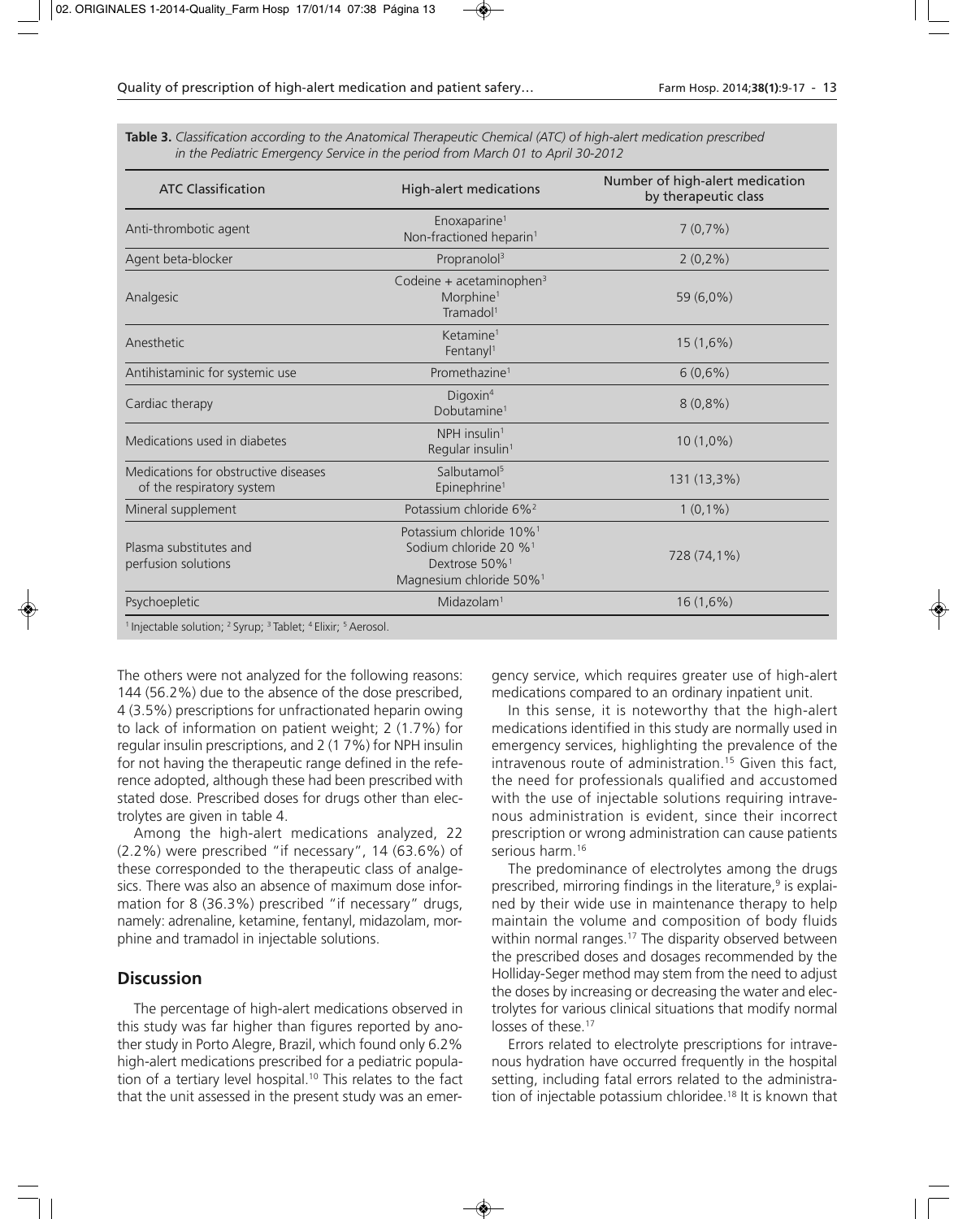**Table 3.** *Classification according to the Anatomical Therapeutic Chemical (ATC) of high-alert medication prescribed in the Pediatric Emergency Service in the period from March 01 to April 30-2012*

| ATC Classification | High-alert medications | Number of high-alert medication by therapeutic class |
|---|---|---|
| Anti-thrombotic agent | Enoxaparine[1]<br>Non-fractioned heparin[1] | 7 (0,7%) |
| Agent beta-blocker | Propranolol[3] | 2 (0,2%) |
| Analgesic | Codeine + acetaminophen[3]<br>Morphine[1]<br>Tramadol[1] | 59 (6,0%) |
| Anesthetic | Ketamine[1]<br>Fentanyl[1] | 15 (1,6%) |
| Antihistaminic for systemic use | Promethazine[1] | 6 (0,6%) |
| Cardiac therapy | Digoxin[4]<br>Dobutamine[1] | 8 (0,8%) |
| Medications used in diabetes | NPH insulin[1]<br>Regular insulin[1] | 10 (1,0%) |
| Medications for obstructive diseases of the respiratory system | Salbutamol[5]<br>Epinephrine[1] | 131 (13,3%) |
| Mineral supplement | Potassium chloride 6%[2] | 1 (0,1%) |
| Plasma substitutes and perfusion solutions | Potassium chloride 10%[1]<br>Sodium chloride 20 %[1]<br>Dextrose 50%[1]<br>Magnesium chloride 50%[1] | 728 (74,1%) |
| Psychoepletic | Midazolam[1] | 16 (1,6%) |

[1] Injectable solution; [2] Syrup; [3] Tablet; [4] Elixir; [5] Aerosol.

The others were not analyzed for the following reasons: 144 (56.2%) due to the absence of the dose prescribed, 4 (3.5%) prescriptions for unfractionated heparin owing to lack of information on patient weight; 2 (1.7%) for regular insulin prescriptions, and 2 (1 7%) for NPH insulin for not having the therapeutic range defined in the reference adopted, although these had been prescribed with stated dose. Prescribed doses for drugs other than electrolytes are given in table 4.

Among the high-alert medications analyzed, 22 (2.2%) were prescribed "if necessary", 14 (63.6%) of these corresponded to the therapeutic class of analgesics. There was also an absence of maximum dose information for 8 (36.3%) prescribed "if necessary" drugs, namely: adrenaline, ketamine, fentanyl, midazolam, morphine and tramadol in injectable solutions.

## Discussion

The percentage of high-alert medications observed in this study was far higher than figures reported by another study in Porto Alegre, Brazil, which found only 6.2% high-alert medications prescribed for a pediatric population of a tertiary level hospital.[10] This relates to the fact that the unit assessed in the present study was an emergency service, which requires greater use of high-alert medications compared to an ordinary inpatient unit.

In this sense, it is noteworthy that the high-alert medications identified in this study are normally used in emergency services, highlighting the prevalence of the intravenous route of administration.[15] Given this fact, the need for professionals qualified and accustomed with the use of injectable solutions requiring intravenous administration is evident, since their incorrect prescription or wrong administration can cause patients serious harm.[16]

The predominance of electrolytes among the drugs prescribed, mirroring findings in the literature,[9] is explained by their wide use in maintenance therapy to help maintain the volume and composition of body fluids within normal ranges.[17] The disparity observed between the prescribed doses and dosages recommended by the Holliday-Seger method may stem from the need to adjust the doses by increasing or decreasing the water and electrolytes for various clinical situations that modify normal losses of these.[17]

Errors related to electrolyte prescriptions for intravenous hydration have occurred frequently in the hospital setting, including fatal errors related to the administration of injectable potassium chloridee.[18] It is known that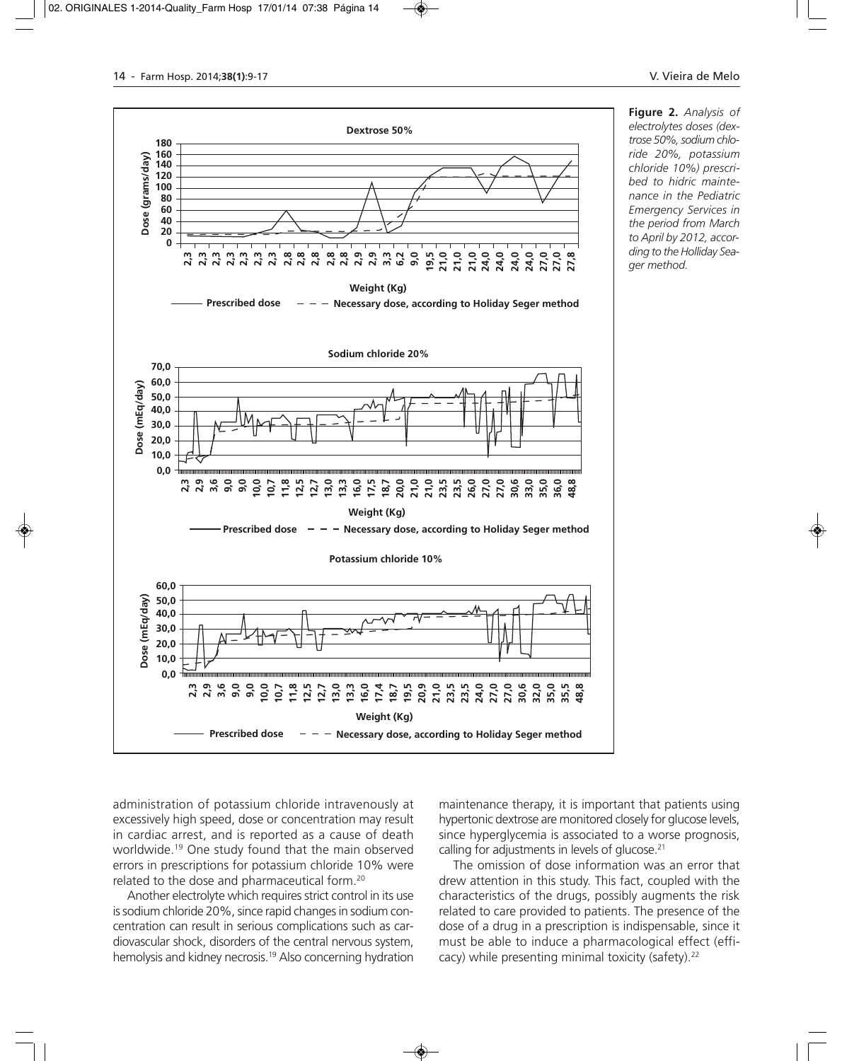**Figure 2.** *Analysis of electrolytes doses (dextrose 50%, sodium chloride 20%, potassium chloride 10%) prescribed to hidric maintenance in the Pediatric Emergency Services in the period from March to April by 2012, according to the Holliday Seager method.*

administration of potassium chloride intravenously at excessively high speed, dose or concentration may result in cardiac arrest, and is reported as a cause of death worldwide.[19] One study found that the main observed errors in prescriptions for potassium chloride 10% were related to the dose and pharmaceutical form.[20]

Another electrolyte which requires strict control in its use is sodium chloride 20%, since rapid changes in sodium concentration can result in serious complications such as cardiovascular shock, disorders of the central nervous system, hemolysis and kidney necrosis.[19] Also concerning hydration maintenance therapy, it is important that patients using hypertonic dextrose are monitored closely for glucose levels, since hyperglycemia is associated to a worse prognosis, calling for adjustments in levels of glucose.[21]

The omission of dose information was an error that drew attention in this study. This fact, coupled with the characteristics of the drugs, possibly augments the risk related to care provided to patients. The presence of the dose of a drug in a prescription is indispensable, since it must be able to induce a pharmacological effect (efficacy) while presenting minimal toxicity (safety).[22]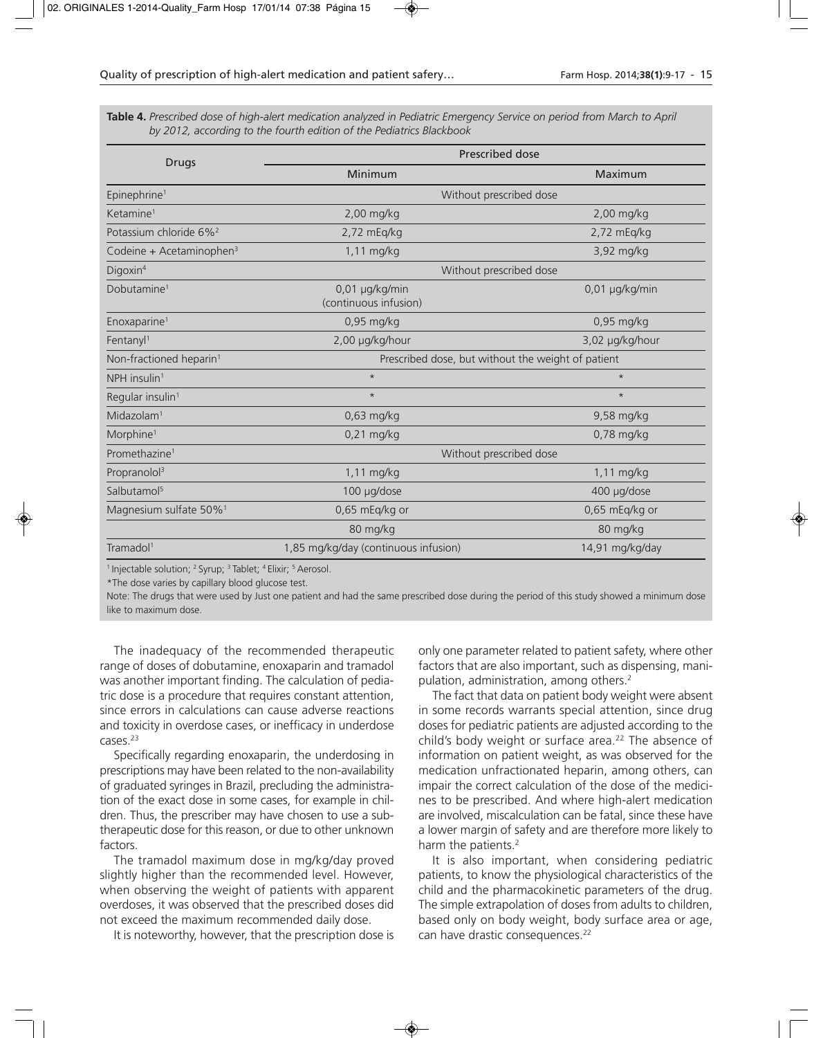**Table 4.** *Prescribed dose of high-alert medication analyzed in Pediatric Emergency Service on period from March to April by 2012, according to the fourth edition of the Pediatrics Blackbook*

| Drugs | Prescribed dose | |
|---|---|---|
| | Minimum | Maximum |
| Epinephrine[1] | Without prescribed dose | |
| Ketamine[1] | 2,00 mg/kg | 2,00 mg/kg |
| Potassium chloride 6%[2] | 2,72 mEq/kg | 2,72 mEq/kg |
| Codeine + Acetaminophen[3] | 1,11 mg/kg | 3,92 mg/kg |
| Digoxin[4] | Without prescribed dose | |
| Dobutamine[1] | 0,01 µg/kg/min (continuous infusion) | 0,01 µg/kg/min |
| Enoxaparine[1] | 0,95 mg/kg | 0,95 mg/kg |
| Fentanyl[1] | 2,00 µg/kg/hour | 3,02 µg/kg/hour |
| Non-fractioned heparin[1] | Prescribed dose, but without the weight of patient | |
| NPH insulin[1] | * | * |
| Regular insulin[1] | * | * |
| Midazolam[1] | 0,63 mg/kg | 9,58 mg/kg |
| Morphine[1] | 0,21 mg/kg | 0,78 mg/kg |
| Promethazine[1] | Without prescribed dose | |
| Propranolol[3] | 1,11 mg/kg | 1,11 mg/kg |
| Salbutamol[5] | 100 µg/dose | 400 µg/dose |
| Magnesium sulfate 50%[1] | 0,65 mEq/kg or 80 mg/kg | 0,65 mEq/kg or 80 mg/kg |
| Tramadol[1] | 1,85 mg/kg/day (continuous infusion) | 14,91 mg/kg/day |

[1] Injectable solution; [2] Syrup; [3] Tablet; [4] Elixir; [5] Aerosol.

*The dose varies by capillary blood glucose test.

Note: The drugs that were used by Just one patient and had the same prescribed dose during the period of this study showed a minimum dose like to maximum dose.

The inadequacy of the recommended therapeutic range of doses of dobutamine, enoxaparin and tramadol was another important finding. The calculation of pediatric dose is a procedure that requires constant attention, since errors in calculations can cause adverse reactions and toxicity in overdose cases, or inefficacy in underdose cases.[23]

Specifically regarding enoxaparin, the underdosing in prescriptions may have been related to the non-availability of graduated syringes in Brazil, precluding the administration of the exact dose in some cases, for example in children. Thus, the prescriber may have chosen to use a subtherapeutic dose for this reason, or due to other unknown factors.

The tramadol maximum dose in mg/kg/day proved slightly higher than the recommended level. However, when observing the weight of patients with apparent overdoses, it was observed that the prescribed doses did not exceed the maximum recommended daily dose.

It is noteworthy, however, that the prescription dose is only one parameter related to patient safety, where other factors that are also important, such as dispensing, manipulation, administration, among others.[2]

The fact that data on patient body weight were absent in some records warrants special attention, since drug doses for pediatric patients are adjusted according to the child's body weight or surface area.[22] The absence of information on patient weight, as was observed for the medication unfractionated heparin, among others, can impair the correct calculation of the dose of the medicines to be prescribed. And where high-alert medication are involved, miscalculation can be fatal, since these have a lower margin of safety and are therefore more likely to harm the patients.[2]

It is also important, when considering pediatric patients, to know the physiological characteristics of the child and the pharmacokinetic parameters of the drug. The simple extrapolation of doses from adults to children, based only on body weight, body surface area or age, can have drastic consequences.[22]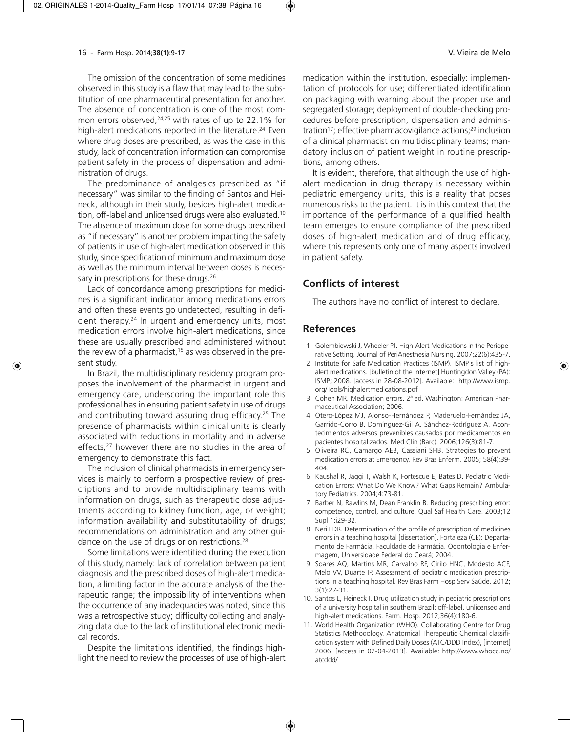The omission of the concentration of some medicines observed in this study is a flaw that may lead to the substitution of one pharmaceutical presentation for another. The absence of concentration is one of the most common errors observed,[24,25] with rates of up to 22.1% for high-alert medications reported in the literature.[24] Even where drug doses are prescribed, as was the case in this study, lack of concentration information can compromise patient safety in the process of dispensation and administration of drugs.

The predominance of analgesics prescribed as "if necessary" was similar to the finding of Santos and Heineck, although in their study, besides high-alert medication, off-label and unlicensed drugs were also evaluated.[10] The absence of maximum dose for some drugs prescribed as "if necessary" is another problem impacting the safety of patients in use of high-alert medication observed in this study, since specification of minimum and maximum dose as well as the minimum interval between doses is necessary in prescriptions for these drugs.[26]

Lack of concordance among prescriptions for medicines is a significant indicator among medications errors and often these events go undetected, resulting in deficient therapy.[24] In urgent and emergency units, most medication errors involve high-alert medications, since these are usually prescribed and administered without the review of a pharmacist,[15] as was observed in the present study.

In Brazil, the multidisciplinary residency program proposes the involvement of the pharmacist in urgent and emergency care, underscoring the important role this professional has in ensuring patient safety in use of drugs and contributing toward assuring drug efficacy.[25] The presence of pharmacists within clinical units is clearly associated with reductions in mortality and in adverse effects,[27] however there are no studies in the area of emergency to demonstrate this fact.

The inclusion of clinical pharmacists in emergency services is mainly to perform a prospective review of prescriptions and to provide multidisciplinary teams with information on drugs, such as therapeutic dose adjustments according to kidney function, age, or weight; information availability and substitutability of drugs; recommendations on administration and any other guidance on the use of drugs or on restrictions.[28]

Some limitations were identified during the execution of this study, namely: lack of correlation between patient diagnosis and the prescribed doses of high-alert medication, a limiting factor in the accurate analysis of the therapeutic range; the impossibility of interventions when the occurrence of any inadequacies was noted, since this was a retrospective study; difficulty collecting and analyzing data due to the lack of institutional electronic medical records.

Despite the limitations identified, the findings highlight the need to review the processes of use of high-alert medication within the institution, especially: implementation of protocols for use; differentiated identification on packaging with warning about the proper use and segregated storage; deployment of double-checking procedures before prescription, dispensation and administration[17]; effective pharmacovigilance actions;[29] inclusion of a clinical pharmacist on multidisciplinary teams; mandatory inclusion of patient weight in routine prescriptions, among others.

It is evident, therefore, that although the use of high-alert medication in drug therapy is necessary within pediatric emergency units, this is a reality that poses numerous risks to the patient. It is in this context that the importance of the performance of a qualified health team emerges to ensure compliance of the prescribed doses of high-alert medication and of drug efficacy, where this represents only one of many aspects involved in patient safety.

## Conflicts of interest

The authors have no conflict of interest to declare.

## References

1. Golembiewski J, Wheeler PJ. High-Alert Medications in the Perioperative Setting. Journal of PeriAnesthesia Nursing. 2007;22(6):435-7.
2. Institute for Safe Medication Practices (ISMP). ISMP s list of high-alert medications. [bulletin of the internet] Huntingdon Valley (PA): ISMP; 2008. [access in 28-08-2012]. Available: http://www.ismp.org/Tools/highalertmedications.pdf
3. Cohen MR. Medication errors. 2ª ed. Washington: American Pharmaceutical Association; 2006.
4. Otero-López MJ, Alonso-Hernández P, Maderuelo-Fernández JA, Garrido-Corro B, Domínguez-Gil A, Sánchez-Rodríguez A. Acontecimientos adversos prevenibles causados por medicamentos en pacientes hospitalizados. Med Clin (Barc). 2006;126(3):81-7.
5. Oliveira RC, Camargo AEB, Cassiani SHB. Strategies to prevent medication errors at Emergency. Rev Bras Enferm. 2005; 58(4):39-404.
6. Kaushal R, Jaggi T, Walsh K, Fortescue E, Bates D. Pediatric Medication Errors: What Do We Know? What Gaps Remain? Ambulatory Pediatrics. 2004;4:73-81.
7. Barber N, Rawlins M, Dean Franklin B. Reducing prescribing error: competence, control, and culture. Qual Saf Health Care. 2003;12 Supl 1:i29-32.
8. Neri EDR. Determination of the profile of prescription of medicines errors in a teaching hospital [dissertation]. Fortaleza (CE): Departamento de Farmácia, Faculdade de Farmácia, Odontologia e Enfermagem, Universidade Federal do Ceará; 2004.
9. Soares AQ, Martins MR, Carvalho RF, Cirilo HNC, Modesto ACF, Melo VV, Duarte IP. Assessment of pediatric medication prescriptions in a teaching hospital. Rev Bras Farm Hosp Serv Saúde. 2012; 3(1):27-31.
10. Santos L, Heineck I. Drug utilization study in pediatric prescriptions of a university hospital in southern Brazil: off-label, unlicensed and high-alert medications. Farm. Hosp. 2012;36(4):180-6.
11. World Health Organization (WHO). Collaborating Centre for Drug Statistics Methodology. Anatomical Therapeutic Chemical classification system with Defined Daily Doses (ATC/DDD Index), [internet] 2006. [access in 02-04-2013]. Available: http://www.whocc.no/atcddd/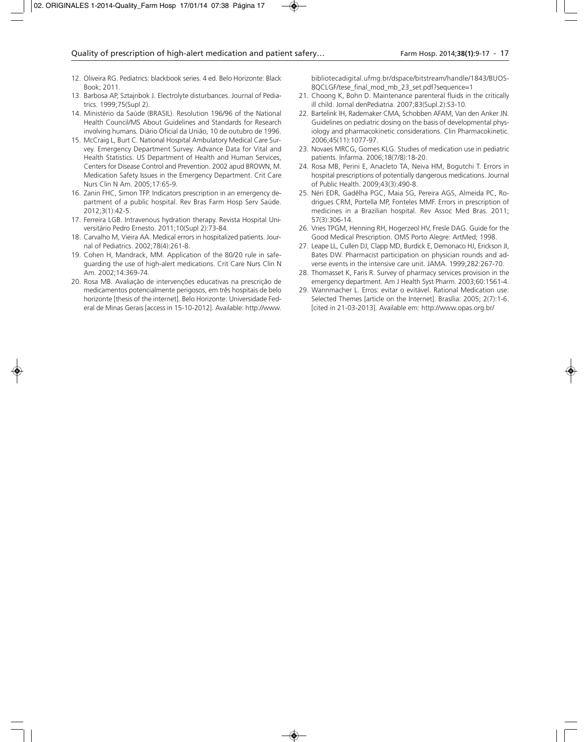12. Oliveira RG. Pediatrics: blackbook series. 4 ed. Belo Horizonte: Black Book; 2011.
13. Barbosa AP, Sztajnbok J. Electrolyte disturbances. Journal of Pediatrics. 1999;75(Supl 2).
14. Ministério da Saúde (BRASIL). Resolution 196/96 of the National Health Council/MS About Guidelines and Standards for Research involving humans. Diário Oficial da União, 10 de outubro de 1996.
15. McCraig L, Burt C. National Hospital Ambulatory Medical Care Survey. Emergency Department Survey. Advance Data for Vital and Health Statistics. US Department of Health and Human Services, Centers for Disease Control and Prevention. 2002 apud BROWN, M. Medication Safety Issues in the Emergency Department. Crit Care Nurs Clin N Am. 2005;17:65-9.
16. Zanin FHC, Simon TFP. Indicators prescription in an emergency department of a public hospital. Rev Bras Farm Hosp Serv Saúde. 2012;3(1):42-5.
17. Ferreira LGB. Intravenous hydration therapy. Revista Hospital Universitário Pedro Ernesto. 2011;10(Supl 2):73-84.
18. Carvalho M, Vieira AA. Medical errors in hospitalized patients. Journal of Pediatrics. 2002;78(4):261-8.
19. Cohen H, Mandrack, MM. Application of the 80/20 rule in safeguarding the use of high-alert medications. Crit Care Nurs Clin N Am. 2002;14:369-74.
20. Rosa MB. Avaliação de intervenções educativas na prescrição de medicamentos potencialmente perigosos, em três hospitais de belo horizonte [thesis of the internet]. Belo Horizonte: Universidade Federal de Minas Gerais [access in 15-10-2012]. Available: http://www.bibliotecadigital.ufmg.br/dspace/bitstream/handle/1843/BUOS-8QCLGF/tese_final_mod_mb_23_set.pdf?sequence=1
21. Choong K, Bohn D. Maintenance parenteral fluids in the critically ill child. Jornal denPediatria. 2007;83(Supl.2):S3-10.
22. Bartelink IH, Rademaker CMA, Schobben AFAM, Van den Anker JN. Guidelines on pediatric dosing on the basis of developmental physiology and pharmacokinetic considerations. Clin Pharmacokinetic. 2006;45(11):1077-97.
23. Novaes MRCG, Gomes KLG. Studies of medication use in pediatric patients. Infarma. 2006;18(7/8):18-20.
24. Rosa MB, Perini E, Anacleto TA, Neiva HM, Bogutchi T. Errors in hospital prescriptions of potentially dangerous medications. Journal of Public Health. 2009;43(3):490-8.
25. Néri EDR, Gadêlha PGC, Maia SG, Pereira AGS, Almeida PC, Rodrigues CRM, Portella MP, Fonteles MMF. Errors in prescription of medicines in a Brazilian hospital. Rev Assoc Med Bras. 2011; 57(3):306-14.
26. Vries TPGM, Henning RH, Hogerzeol HV, Fresle DAG. Guide for the Good Medical Prescription. OMS Porto Alegre: ArtMed; 1998.
27. Leape LL, Cullen DJ, Clapp MD, Burdick E, Demonaco HJ, Erickson JI, Bates DW. Pharmacist participation on physician rounds and adverse events in the intensive care unit. JAMA. 1999;282:267-70.
28. Thomasset K, Faris R. Survey of pharmacy services provision in the emergency department. Am J Health Syst Pharm. 2003;60:1561-4.
29. Wannmacher L. Erros: evitar o evitável. Rational Medication use: Selected Themes [article on the Internet]. Brasília: 2005; 2(7):1-6. [cited in 21-03-2013]. Available em: http://www.opas.org.br/